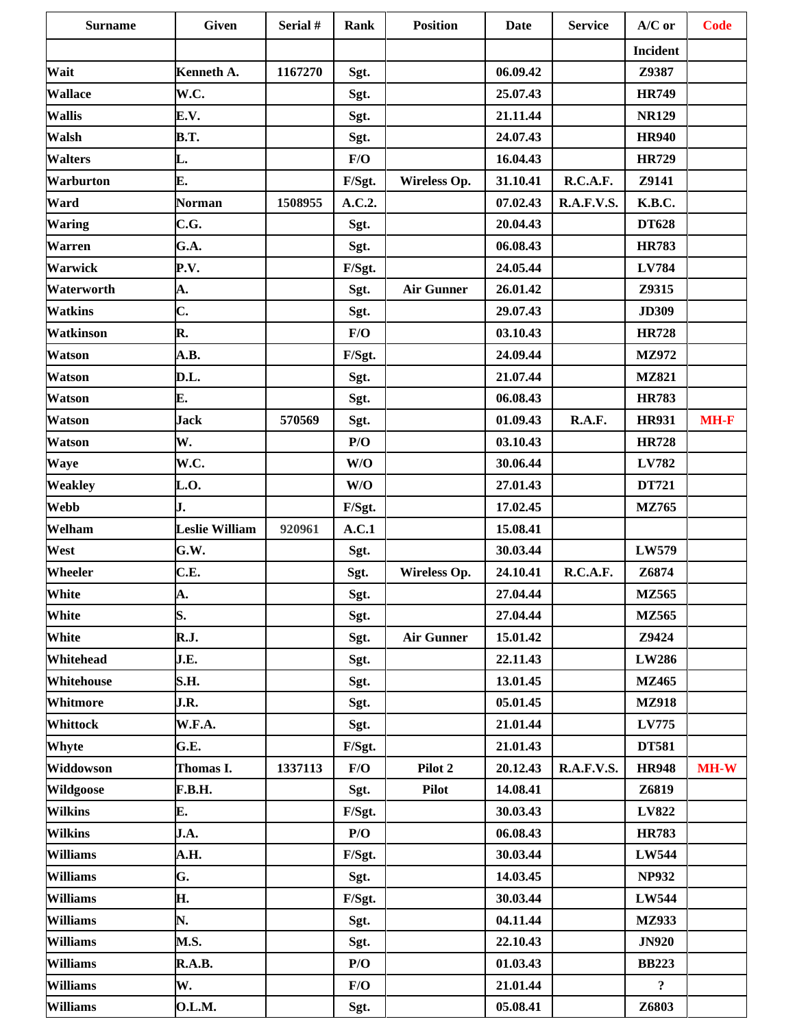| Surname | Given | Serial # | Rank | Position | Date | Service | A/C or | Code |
|---|---|---|---|---|---|---|---|---|
| | | | | | | | Incident | |
| Wait | Kenneth A. | 1167270 | Sgt. | | 06.09.42 | | Z9387 | |
| Wallace | W.C. | | Sgt. | | 25.07.43 | | HR749 | |
| Wallis | E.V. | | Sgt. | | 21.11.44 | | NR129 | |
| Walsh | B.T. | | Sgt. | | 24.07.43 | | HR940 | |
| Walters | L. | | F/O | | 16.04.43 | | HR729 | |
| Warburton | E. | | F/Sgt. | Wireless Op. | 31.10.41 | R.C.A.F. | Z9141 | |
| Ward | Norman | 1508955 | A.C.2. | | 07.02.43 | R.A.F.V.S. | K.B.C. | |
| Waring | C.G. | | Sgt. | | 20.04.43 | | DT628 | |
| Warren | G.A. | | Sgt. | | 06.08.43 | | HR783 | |
| Warwick | P.V. | | F/Sgt. | | 24.05.44 | | LV784 | |
| Waterworth | A. | | Sgt. | Air Gunner | 26.01.42 | | Z9315 | |
| Watkins | C. | | Sgt. | | 29.07.43 | | JD309 | |
| Watkinson | R. | | F/O | | 03.10.43 | | HR728 | |
| Watson | A.B. | | F/Sgt. | | 24.09.44 | | MZ972 | |
| Watson | D.L. | | Sgt. | | 21.07.44 | | MZ821 | |
| Watson | E. | | Sgt. | | 06.08.43 | | HR783 | |
| Watson | Jack | 570569 | Sgt. | | 01.09.43 | R.A.F. | HR931 | MH-F |
| Watson | W. | | P/O | | 03.10.43 | | HR728 | |
| Waye | W.C. | | W/O | | 30.06.44 | | LV782 | |
| Weakley | L.O. | | W/O | | 27.01.43 | | DT721 | |
| Webb | J. | | F/Sgt. | | 17.02.45 | | MZ765 | |
| Welham | Leslie William | 920961 | A.C.1 | | 15.08.41 | | | |
| West | G.W. | | Sgt. | | 30.03.44 | | LW579 | |
| Wheeler | C.E. | | Sgt. | Wireless Op. | 24.10.41 | R.C.A.F. | Z6874 | |
| White | A. | | Sgt. | | 27.04.44 | | MZ565 | |
| White | S. | | Sgt. | | 27.04.44 | | MZ565 | |
| White | R.J. | | Sgt. | Air Gunner | 15.01.42 | | Z9424 | |
| Whitehead | J.E. | | Sgt. | | 22.11.43 | | LW286 | |
| Whitehouse | S.H. | | Sgt. | | 13.01.45 | | MZ465 | |
| Whitmore | J.R. | | Sgt. | | 05.01.45 | | MZ918 | |
| Whittock | W.F.A. | | Sgt. | | 21.01.44 | | LV775 | |
| Whyte | G.E. | | F/Sgt. | | 21.01.43 | | DT581 | |
| Widdowson | Thomas I. | 1337113 | F/O | Pilot 2 | 20.12.43 | R.A.F.V.S. | HR948 | MH-W |
| Wildgoose | F.B.H. | | Sgt. | Pilot | 14.08.41 | | Z6819 | |
| Wilkins | E. | | F/Sgt. | | 30.03.44 | | LV822 | |
| Wilkins | J.A. | | P/O | | 06.08.43 | | HR783 | |
| Williams | A.H. | | F/Sgt. | | 30.03.44 | | LW544 | |
| Williams | G. | | Sgt. | | 14.03.45 | | NP932 | |
| Williams | H. | | F/Sgt. | | 30.03.44 | | LW544 | |
| Williams | N. | | Sgt. | | 04.11.44 | | MZ933 | |
| Williams | M.S. | | Sgt. | | 22.10.43 | | JN920 | |
| Williams | R.A.B. | | P/O | | 01.03.43 | | BB223 | |
| Williams | W. | | F/O | | 21.01.44 | | ? | |
| Williams | O.L.M. | | Sgt. | | 05.08.41 | | Z6803 | |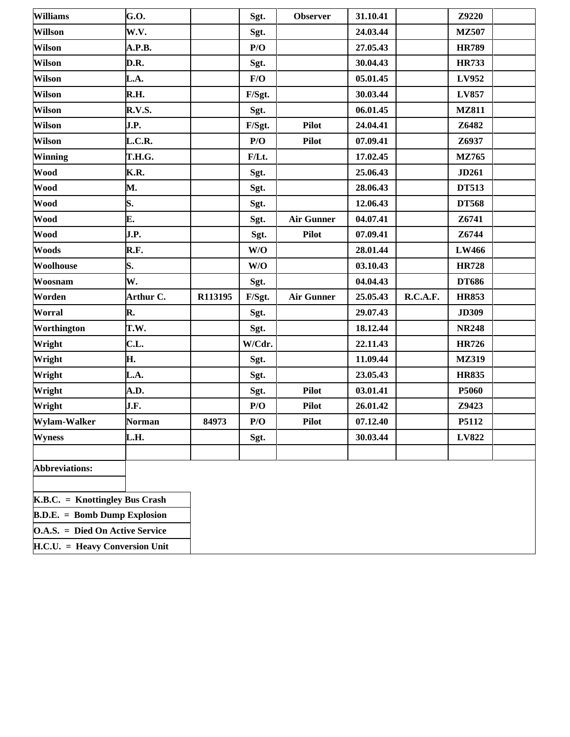| | | | | | | | | |
|---|---|---|---|---|---|---|---|---|
| **Williams** | **G.O.** | | **Sgt.** | **Observer** | **31.10.41** | | **Z9220** | |
| **Willson** | **W.V.** | | **Sgt.** | | **24.03.44** | | **MZ507** | |
| **Wilson** | **A.P.B.** | | **P/O** | | **27.05.43** | | **HR789** | |
| **Wilson** | **D.R.** | | **Sgt.** | | **30.04.43** | | **HR733** | |
| **Wilson** | **L.A.** | | **F/O** | | **05.01.45** | | **LV952** | |
| **Wilson** | **R.H.** | | **F/Sgt.** | | **30.03.44** | | **LV857** | |
| **Wilson** | **R.V.S.** | | **Sgt.** | | **06.01.45** | | **MZ811** | |
| **Wilson** | **J.P.** | | **F/Sgt.** | **Pilot** | **24.04.41** | | **Z6482** | |
| **Wilson** | **L.C.R.** | | **P/O** | **Pilot** | **07.09.41** | | **Z6937** | |
| **Winning** | **T.H.G.** | | **F/Lt.** | | **17.02.45** | | **MZ765** | |
| **Wood** | **K.R.** | | **Sgt.** | | **25.06.43** | | **JD261** | |
| **Wood** | **M.** | | **Sgt.** | | **28.06.43** | | **DT513** | |
| **Wood** | **S.** | | **Sgt.** | | **12.06.43** | | **DT568** | |
| **Wood** | **E.** | | **Sgt.** | **Air Gunner** | **04.07.41** | | **Z6741** | |
| **Wood** | **J.P.** | | **Sgt.** | **Pilot** | **07.09.41** | | **Z6744** | |
| **Woods** | **R.F.** | | **W/O** | | **28.01.44** | | **LW466** | |
| **Woolhouse** | **S.** | | **W/O** | | **03.10.43** | | **HR728** | |
| **Woosnam** | **W.** | | **Sgt.** | | **04.04.43** | | **DT686** | |
| **Worden** | **Arthur C.** | **R113195** | **F/Sgt.** | **Air Gunner** | **25.05.43** | **R.C.A.F.** | **HR853** | |
| **Worral** | **R.** | | **Sgt.** | | **29.07.43** | | **JD309** | |
| **Worthington** | **T.W.** | | **Sgt.** | | **18.12.44** | | **NR248** | |
| **Wright** | **C.L.** | | **W/Cdr.** | | **22.11.43** | | **HR726** | |
| **Wright** | **H.** | | **Sgt.** | | **11.09.44** | | **MZ319** | |
| **Wright** | **L.A.** | | **Sgt.** | | **23.05.43** | | **HR835** | |
| **Wright** | **A.D.** | | **Sgt.** | **Pilot** | **03.01.41** | | **P5060** | |
| **Wright** | **J.F.** | | **P/O** | **Pilot** | **26.01.42** | | **Z9423** | |
| **Wylam-Walker** | **Norman** | **84973** | **P/O** | **Pilot** | **07.12.40** | | **P5112** | |
| **Wyness** | **L.H.** | | **Sgt.** | | **30.03.44** | | **LV822** | |

**Abbreviations:**

**K.B.C. = Knottingley Bus Crash**

**B.D.E. = Bomb Dump Explosion**

**O.A.S. = Died On Active Service**

**H.C.U. = Heavy Conversion Unit**